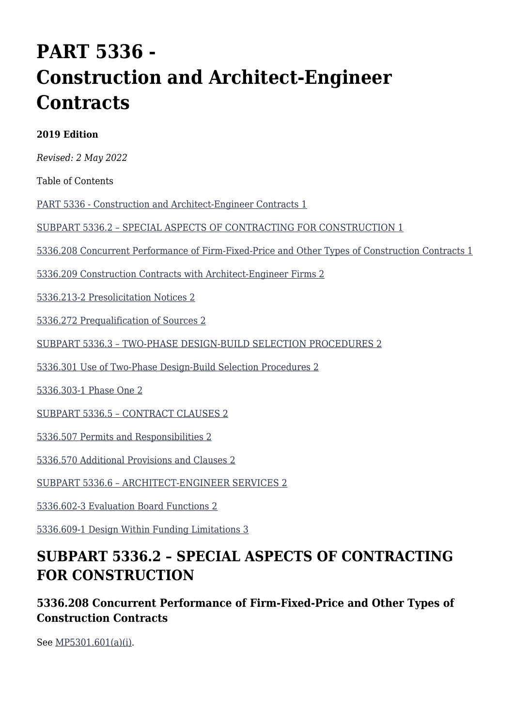# PART 5336 - Construction and Architect-Engineer Contracts

**2019 Edition**

*Revised: 2 May 2022*

Table of Contents

[PART 5336 - Construction and Architect-Engineer Contracts 1]

[SUBPART 5336.2 – SPECIAL ASPECTS OF CONTRACTING FOR CONSTRUCTION 1]

[5336.208 Concurrent Performance of Firm-Fixed-Price and Other Types of Construction Contracts 1]

[5336.209 Construction Contracts with Architect-Engineer Firms 2]

[5336.213-2 Presolicitation Notices 2]

[5336.272 Prequalification of Sources 2]

[SUBPART 5336.3 – TWO-PHASE DESIGN-BUILD SELECTION PROCEDURES 2]

[5336.301 Use of Two-Phase Design-Build Selection Procedures 2]

[5336.303-1 Phase One 2]

[SUBPART 5336.5 – CONTRACT CLAUSES 2]

[5336.507 Permits and Responsibilities 2]

[5336.570 Additional Provisions and Clauses 2]

[SUBPART 5336.6 – ARCHITECT-ENGINEER SERVICES 2]

[5336.602-3 Evaluation Board Functions 2]

[5336.609-1 Design Within Funding Limitations 3]

## SUBPART 5336.2 – SPECIAL ASPECTS OF CONTRACTING FOR CONSTRUCTION

### 5336.208 Concurrent Performance of Firm-Fixed-Price and Other Types of Construction Contracts

See MP5301.601(a)(i).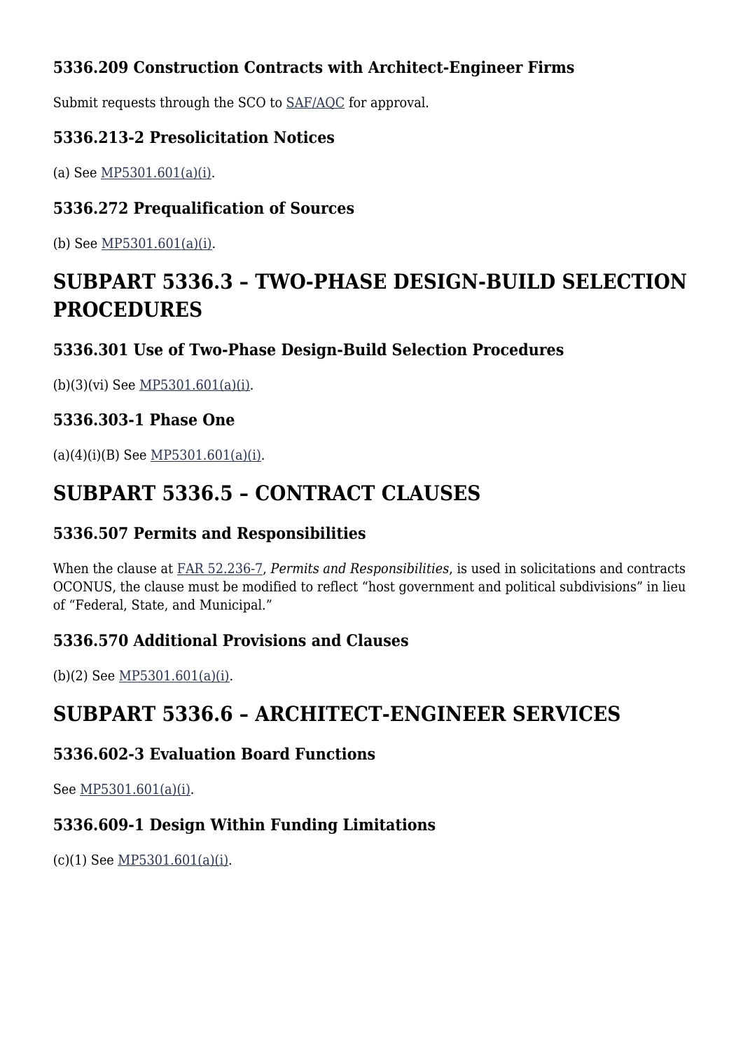### 5336.209 Construction Contracts with Architect-Engineer Firms

Submit requests through the SCO to SAF/AQC for approval.

### 5336.213-2 Presolicitation Notices

(a) See MP5301.601(a)(i).

### 5336.272 Prequalification of Sources

(b) See MP5301.601(a)(i).

## SUBPART 5336.3 – TWO-PHASE DESIGN-BUILD SELECTION PROCEDURES

### 5336.301 Use of Two-Phase Design-Build Selection Procedures

(b)(3)(vi) See MP5301.601(a)(i).

### 5336.303-1 Phase One

(a)(4)(i)(B) See MP5301.601(a)(i).

## SUBPART 5336.5 – CONTRACT CLAUSES

### 5336.507 Permits and Responsibilities

When the clause at FAR 52.236-7, *Permits and Responsibilities*, is used in solicitations and contracts OCONUS, the clause must be modified to reflect "host government and political subdivisions" in lieu of "Federal, State, and Municipal."

### 5336.570 Additional Provisions and Clauses

(b)(2) See MP5301.601(a)(i).

## SUBPART 5336.6 – ARCHITECT-ENGINEER SERVICES

### 5336.602-3 Evaluation Board Functions

See MP5301.601(a)(i).

### 5336.609-1 Design Within Funding Limitations

(c)(1) See MP5301.601(a)(i).